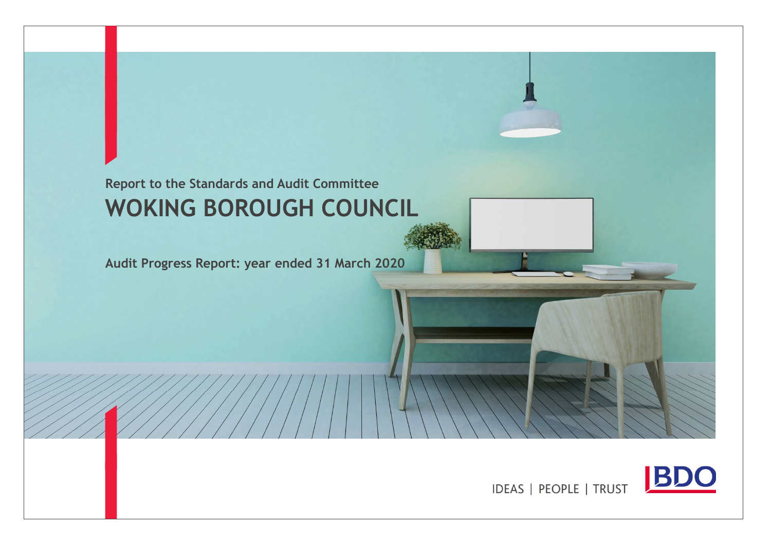Report to the Standards and Audit Committee

# WOKING BOROUGH COUNCIL

**Audit Progress Report: year ended 31 March 2020**

IDEAS | PEOPLE | TRUST

BDO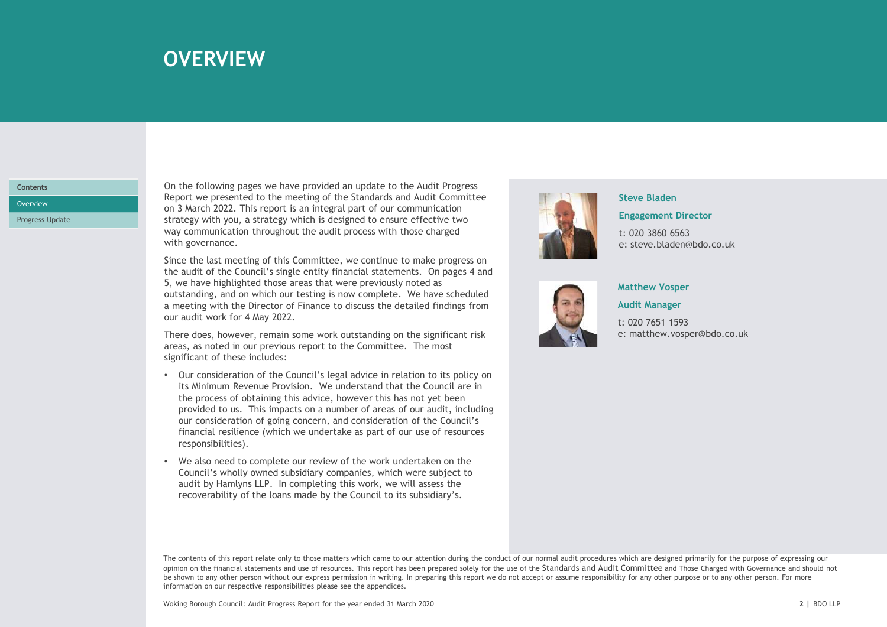# OVERVIEW

Contents

Overview

Progress Update

On the following pages we have provided an update to the Audit Progress Report we presented to the meeting of the Standards and Audit Committee on 3 March 2022. This report is an integral part of our communication strategy with you, a strategy which is designed to ensure effective two way communication throughout the audit process with those charged with governance.

Since the last meeting of this Committee, we continue to make progress on the audit of the Council's single entity financial statements. On pages 4 and 5, we have highlighted those areas that were previously noted as outstanding, and on which our testing is now complete. We have scheduled a meeting with the Director of Finance to discuss the detailed findings from our audit work for 4 May 2022.

There does, however, remain some work outstanding on the significant risk areas, as noted in our previous report to the Committee. The most significant of these includes:

- Our consideration of the Council's legal advice in relation to its policy on its Minimum Revenue Provision. We understand that the Council are in the process of obtaining this advice, however this has not yet been provided to us. This impacts on a number of areas of our audit, including our consideration of going concern, and consideration of the Council's financial resilience (which we undertake as part of our use of resources responsibilities).
- We also need to complete our review of the work undertaken on the Council's wholly owned subsidiary companies, which were subject to audit by Hamlyns LLP. In completing this work, we will assess the recoverability of the loans made by the Council to its subsidiary's.

**Steve Bladen**

**Engagement Director**

t: 020 3860 6563
e: steve.bladen@bdo.co.uk

**Matthew Vosper**

**Audit Manager**

t: 020 7651 1593
e: matthew.vosper@bdo.co.uk

The contents of this report relate only to those matters which came to our attention during the conduct of our normal audit procedures which are designed primarily for the purpose of expressing our opinion on the financial statements and use of resources. This report has been prepared solely for the use of the Standards and Audit Committee and Those Charged with Governance and should not be shown to any other person without our express permission in writing. In preparing this report we do not accept or assume responsibility for any other purpose or to any other person. For more information on our respective responsibilities please see the appendices.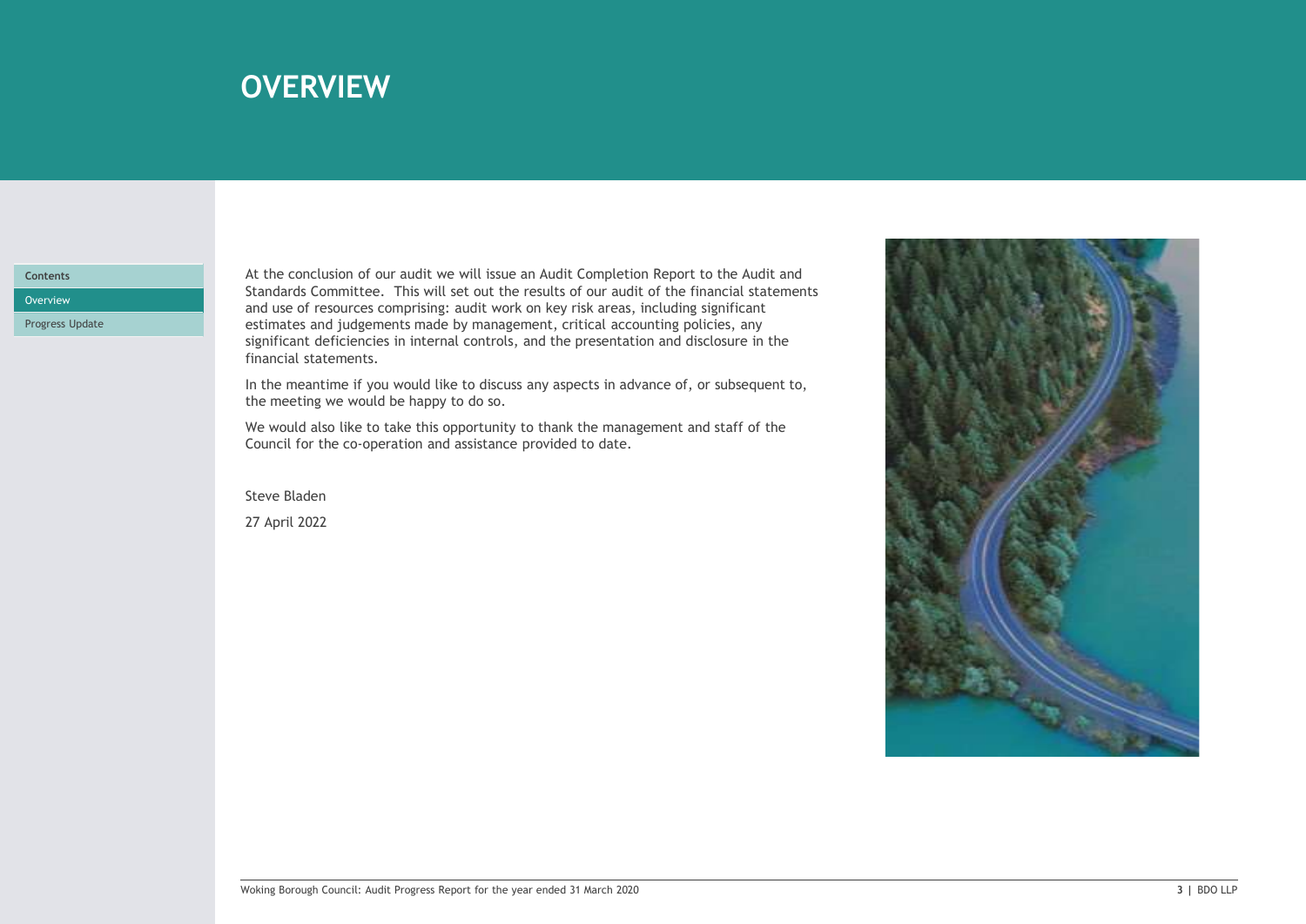# OVERVIEW

At the conclusion of our audit we will issue an Audit Completion Report to the Audit and Standards Committee. This will set out the results of our audit of the financial statements and use of resources comprising: audit work on key risk areas, including significant estimates and judgements made by management, critical accounting policies, any significant deficiencies in internal controls, and the presentation and disclosure in the financial statements.

In the meantime if you would like to discuss any aspects in advance of, or subsequent to, the meeting we would be happy to do so.

We would also like to take this opportunity to thank the management and staff of the Council for the co-operation and assistance provided to date.

Steve Bladen

27 April 2022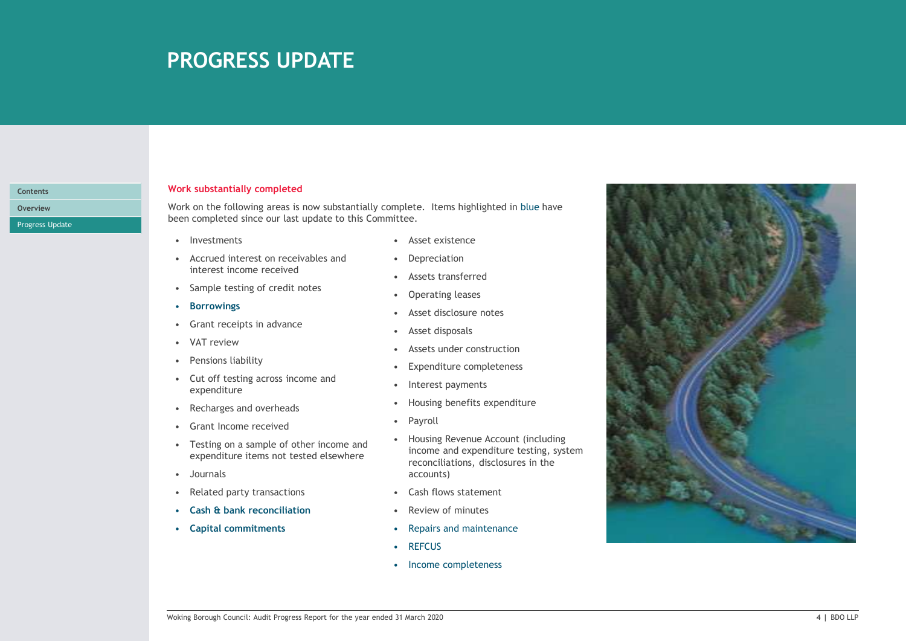# PROGRESS UPDATE

## Work substantially completed

Work on the following areas is now substantially complete. Items highlighted in blue have been completed since our last update to this Committee.

- Investments
- Accrued interest on receivables and interest income received
- Sample testing of credit notes
- **Borrowings**
- Grant receipts in advance
- VAT review
- Pensions liability
- Cut off testing across income and expenditure
- Recharges and overheads
- Grant Income received
- Testing on a sample of other income and expenditure items not tested elsewhere
- Journals
- Related party transactions
- **Cash & bank reconciliation**
- **Capital commitments**
- Asset existence
- Depreciation
- Assets transferred
- Operating leases
- Asset disclosure notes
- Asset disposals
- Assets under construction
- Expenditure completeness
- Interest payments
- Housing benefits expenditure
- Payroll
- Housing Revenue Account (including income and expenditure testing, system reconciliations, disclosures in the accounts)
- Cash flows statement
- Review of minutes
- Repairs and maintenance
- REFCUS
- Income completeness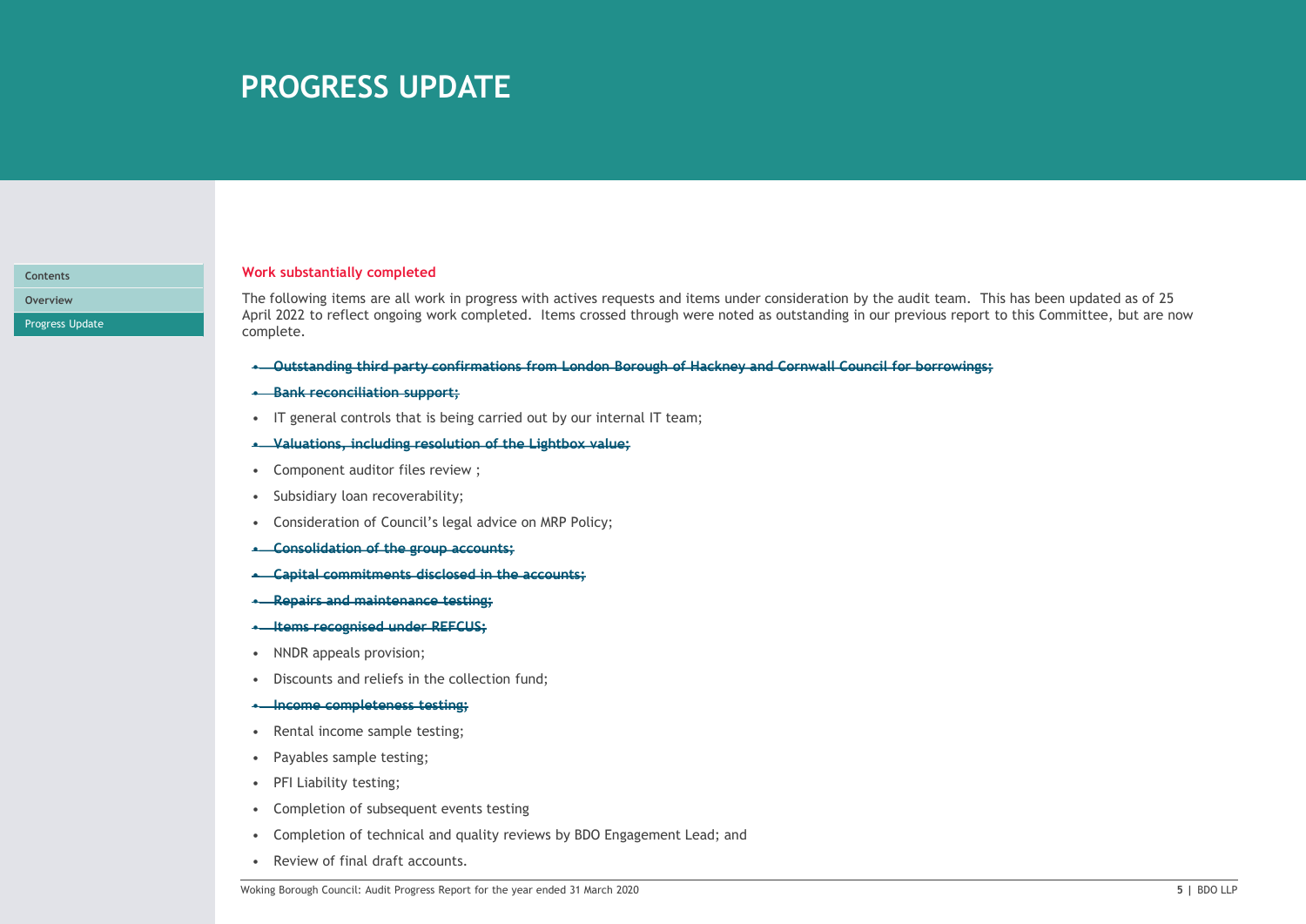# PROGRESS UPDATE

### Work substantially completed

The following items are all work in progress with actives requests and items under consideration by the audit team. This has been updated as of 25 April 2022 to reflect ongoing work completed. Items crossed through were noted as outstanding in our previous report to this Committee, but are now complete.

- ~~**Outstanding third party confirmations from London Borough of Hackney and Cornwall Council for borrowings;**~~
- ~~**Bank reconciliation support;**~~
- IT general controls that is being carried out by our internal IT team;
- ~~**Valuations, including resolution of the Lightbox value;**~~
- Component auditor files review ;
- Subsidiary loan recoverability;
- Consideration of Council's legal advice on MRP Policy;
- ~~**Consolidation of the group accounts;**~~
- ~~**Capital commitments disclosed in the accounts;**~~
- ~~**Repairs and maintenance testing;**~~
- ~~**Items recognised under REFCUS;**~~
- NNDR appeals provision;
- Discounts and reliefs in the collection fund;
- ~~**Income completeness testing;**~~
- Rental income sample testing;
- Payables sample testing;
- PFI Liability testing;
- Completion of subsequent events testing
- Completion of technical and quality reviews by BDO Engagement Lead; and
- Review of final draft accounts.